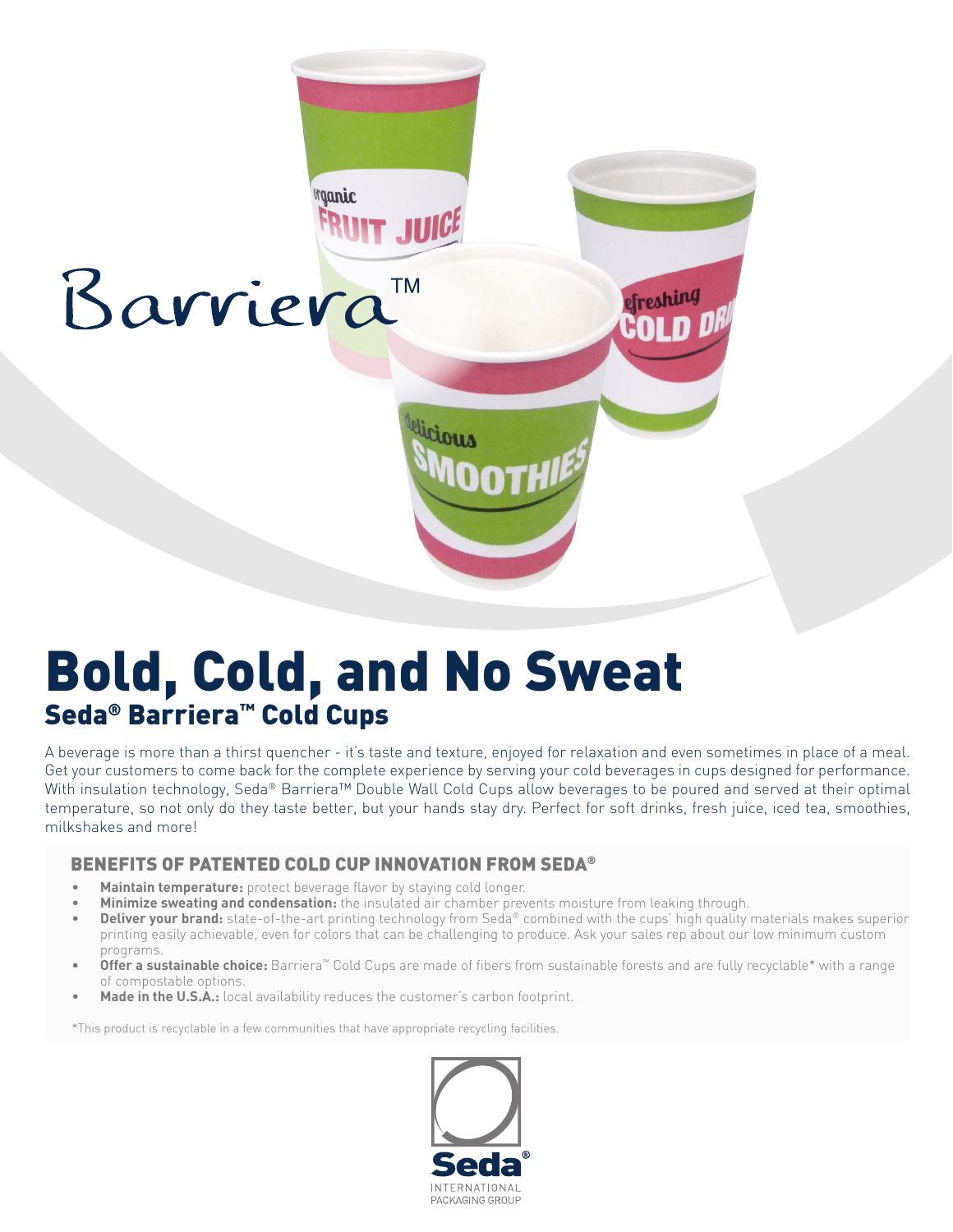Barriera™

# Bold, Cold, and No Sweat

## Seda® Barriera™ Cold Cups

A beverage is more than a thirst quencher - it's taste and texture, enjoyed for relaxation and even sometimes in place of a meal. Get your customers to come back for the complete experience by serving your cold beverages in cups designed for performance. With insulation technology, Seda® Barriera™ Double Wall Cold Cups allow beverages to be poured and served at their optimal temperature, so not only do they taste better, but your hands stay dry. Perfect for soft drinks, fresh juice, iced tea, smoothies, milkshakes and more!

### BENEFITS OF PATENTED COLD CUP INNOVATION FROM SEDA®

- **Maintain temperature:** protect beverage flavor by staying cold longer.
- **Minimize sweating and condensation:** the insulated air chamber prevents moisture from leaking through.
- **Deliver your brand:** state-of-the-art printing technology from Seda® combined with the cups' high quality materials makes superior printing easily achievable, even for colors that can be challenging to produce. Ask your sales rep about our low minimum custom programs.
- **Offer a sustainable choice:** Barriera™ Cold Cups are made of fibers from sustainable forests and are fully recyclable* with a range of compostable options.
- **Made in the U.S.A.:** local availability reduces the customer's carbon footprint.

*This product is recyclable in a few communities that have appropriate recycling facilities.

Seda®
INTERNATIONAL
PACKAGING GROUP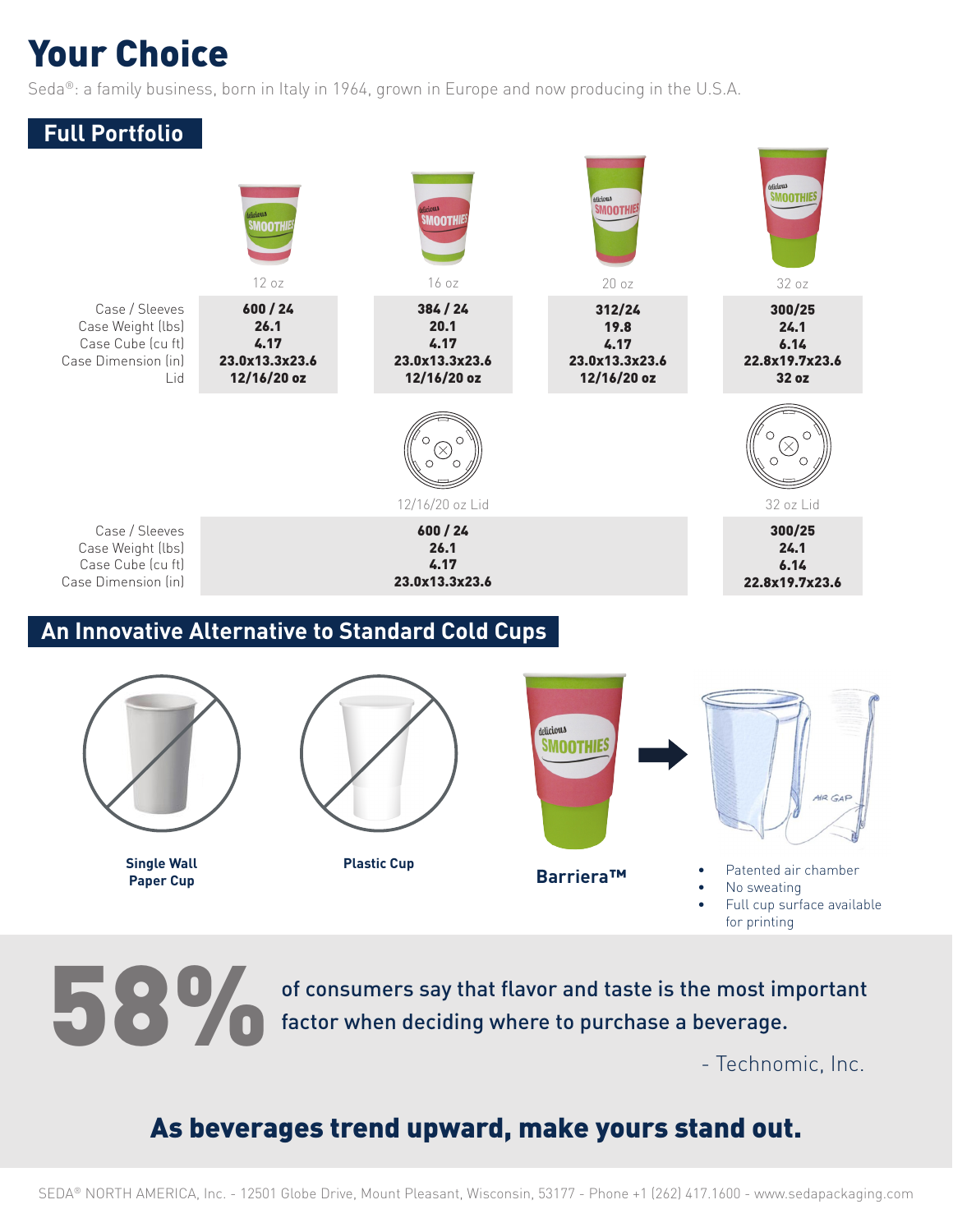# Your Choice

Seda®: a family business, born in Italy in 1964, grown in Europe and now producing in the U.S.A.

## Full Portfolio

| | 12 oz | 16 oz | 20 oz | 32 oz |
|---|---|---|---|---|
| Case / Sleeves | **600 / 24** | **384 / 24** | **312/24** | **300/25** |
| Case Weight (lbs) | **26.1** | **20.1** | **19.8** | **24.1** |
| Case Cube (cu ft) | **4.17** | **4.17** | **4.17** | **6.14** |
| Case Dimension (in) | **23.0x13.3x23.6** | **23.0x13.3x23.6** | **23.0x13.3x23.6** | **22.8x19.7x23.6** |
| Lid | **12/16/20 oz** | **12/16/20 oz** | **12/16/20 oz** | **32 oz** |

| | 12/16/20 oz Lid | 32 oz Lid |
|---|---|---|
| Case / Sleeves | **600 / 24** | **300/25** |
| Case Weight (lbs) | **26.1** | **24.1** |
| Case Cube (cu ft) | **4.17** | **6.14** |
| Case Dimension (in) | **23.0x13.3x23.6** | **22.8x19.7x23.6** |

## An Innovative Alternative to Standard Cold Cups

**Single Wall Paper Cup**

**Plastic Cup**

**Barriera™**

AIR GAP

- Patented air chamber
- No sweating
- Full cup surface available for printing

58% of consumers say that flavor and taste is the most important factor when deciding where to purchase a beverage.

- Technomic, Inc.

**As beverages trend upward, make yours stand out.**

SEDA® NORTH AMERICA, Inc. - 12501 Globe Drive, Mount Pleasant, Wisconsin, 53177 - Phone +1 (262) 417.1600 - www.sedapackaging.com